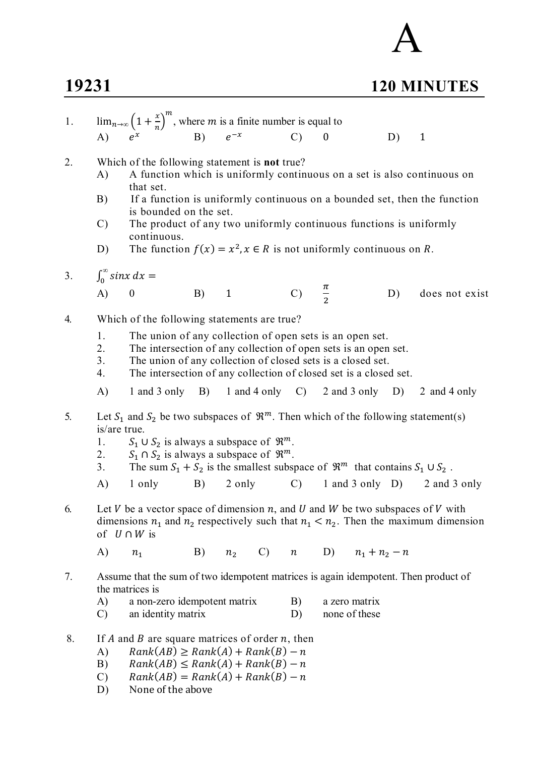# A

## 19231 — 120 MINUTES

1. $\lim_{n\to\infty}\left(1+\frac{x}{n}\right)^m$, where $m$ is a finite number is equal to
   A) $e^x$ B) $e^{-x}$ C) 0 D) 1

2. Which of the following statement is **not** true?
   A) A function which is uniformly continuous on a set is also continuous on that set.
   B) If a function is uniformly continuous on a bounded set, then the function is bounded on the set.
   C) The product of any two uniformly continuous functions is uniformly continuous.
   D) The function $f(x) = x^2, x \in R$ is not uniformly continuous on $R$.

3. $\int_0^\infty sinx\, dx =$
   A) 0 B) 1 C) $\frac{\pi}{2}$ D) does not exist

4. Which of the following statements are true?
   1. The union of any collection of open sets is an open set.
   2. The intersection of any collection of open sets is an open set.
   3. The union of any collection of closed sets is a closed set.
   4. The intersection of any collection of closed set is a closed set.

   A) 1 and 3 only B) 1 and 4 only C) 2 and 3 only D) 2 and 4 only

5. Let $S_1$ and $S_2$ be two subspaces of $\mathfrak{R}^m$. Then which of the following statement(s) is/are true.
   1. $S_1 \cup S_2$ is always a subspace of $\mathfrak{R}^m$.
   2. $S_1 \cap S_2$ is always a subspace of $\mathfrak{R}^m$.
   3. The sum $S_1 + S_2$ is the smallest subspace of $\mathfrak{R}^m$ that contains $S_1 \cup S_2$ .

   A) 1 only B) 2 only C) 1 and 3 only D) 2 and 3 only

6. Let $V$ be a vector space of dimension $n$, and $U$ and $W$ be two subspaces of $V$ with dimensions $n_1$ and $n_2$ respectively such that $n_1 < n_2$. Then the maximum dimension of $U \cap W$ is
   A) $n_1$ B) $n_2$ C) $n$ D) $n_1 + n_2 - n$

7. Assume that the sum of two idempotent matrices is again idempotent. Then product of the matrices is
   A) a non-zero idempotent matrix B) a zero matrix
   C) an identity matrix D) none of these

8. If $A$ and $B$ are square matrices of order $n$, then
   A) $Rank(AB) \geq Rank(A) + Rank(B) - n$
   B) $Rank(AB) \leq Rank(A) + Rank(B) - n$
   C) $Rank(AB) = Rank(A) + Rank(B) - n$
   D) None of the above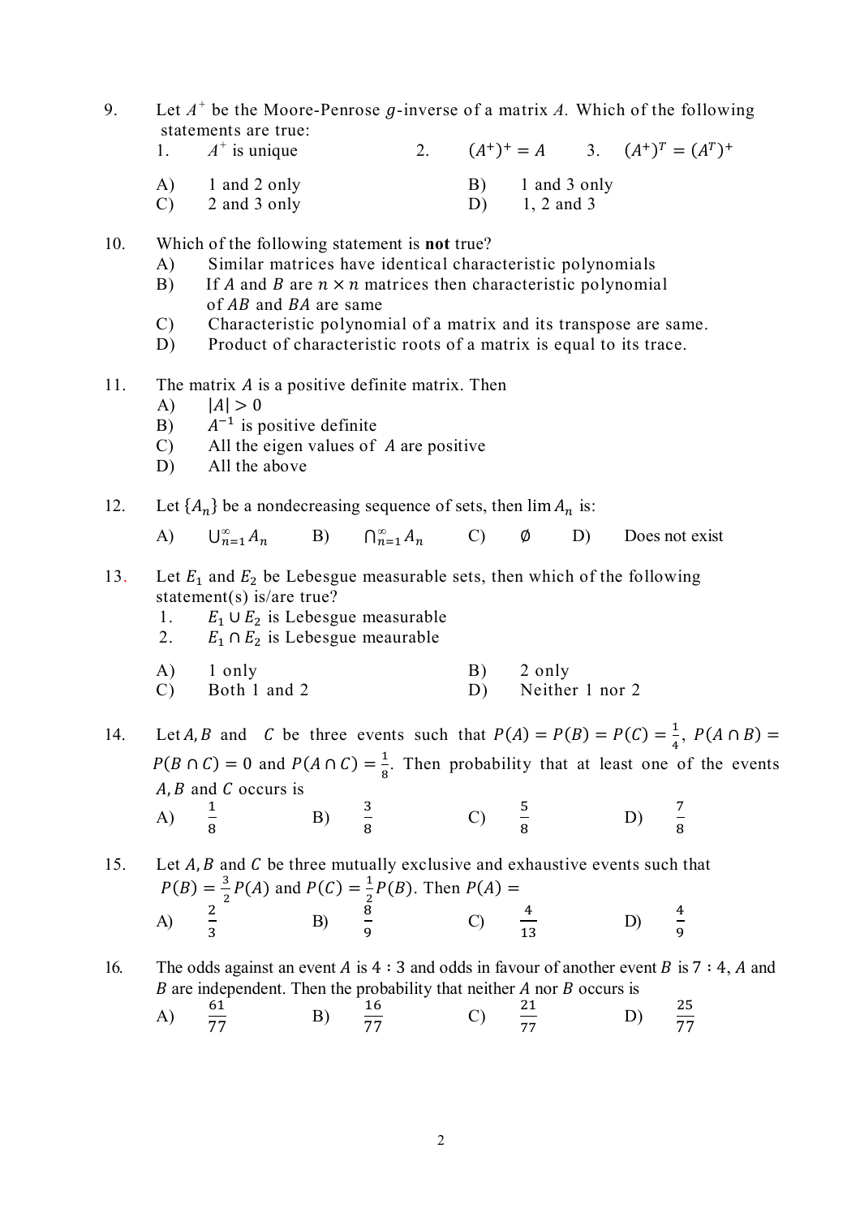9. Let $A^+$ be the Moore-Penrose $g$-inverse of a matrix $A$. Which of the following statements are true:
   1. $A^+$ is unique
   2. $(A^+)^+ = A$
   3. $(A^+)^T = (A^T)^+$

   A) 1 and 2 only
   B) 1 and 3 only
   C) 2 and 3 only
   D) 1, 2 and 3

10. Which of the following statement is **not** true?
    A) Similar matrices have identical characteristic polynomials
    B) If $A$ and $B$ are $n \times n$ matrices then characteristic polynomial of $AB$ and $BA$ are same
    C) Characteristic polynomial of a matrix and its transpose are same.
    D) Product of characteristic roots of a matrix is equal to its trace.

11. The matrix $A$ is a positive definite matrix. Then
    A) $|A| > 0$
    B) $A^{-1}$ is positive definite
    C) All the eigen values of $A$ are positive
    D) All the above

12. Let $\{A_n\}$ be a nondecreasing sequence of sets, then $\lim A_n$ is:

    A) $\bigcup_{n=1}^{\infty} A_n$
    B) $\bigcap_{n=1}^{\infty} A_n$
    C) $\emptyset$
    D) Does not exist

13. Let $E_1$ and $E_2$ be Lebesgue measurable sets, then which of the following statement(s) is/are true?
    1. $E_1 \cup E_2$ is Lebesgue measurable
    2. $E_1 \cap E_2$ is Lebesgue meaurable

    A) 1 only
    B) 2 only
    C) Both 1 and 2
    D) Neither 1 nor 2

14. Let $A, B$ and $C$ be three events such that $P(A) = P(B) = P(C) = \frac{1}{4}$, $P(A \cap B) = P(B \cap C) = 0$ and $P(A \cap C) = \frac{1}{8}$. Then probability that at least one of the events $A, B$ and $C$ occurs is

    A) $\frac{1}{8}$
    B) $\frac{3}{8}$
    C) $\frac{5}{8}$
    D) $\frac{7}{8}$

15. Let $A, B$ and $C$ be three mutually exclusive and exhaustive events such that $P(B) = \frac{3}{2}P(A)$ and $P(C) = \frac{1}{2}P(B)$. Then $P(A) =$

    A) $\frac{2}{3}$
    B) $\frac{8}{9}$
    C) $\frac{4}{13}$
    D) $\frac{4}{9}$

16. The odds against an event $A$ is $4:3$ and odds in favour of another event $B$ is $7:4$, $A$ and $B$ are independent. Then the probability that neither $A$ nor $B$ occurs is

    A) $\frac{61}{77}$
    B) $\frac{16}{77}$
    C) $\frac{21}{77}$
    D) $\frac{25}{77}$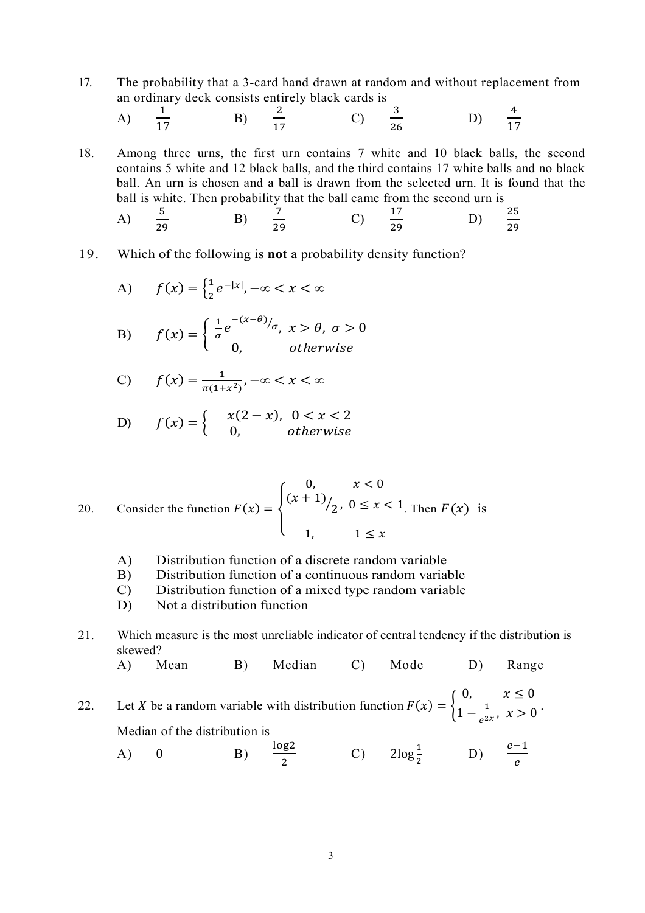17. The probability that a 3-card hand drawn at random and without replacement from an ordinary deck consists entirely black cards is

A) $\frac{1}{17}$ B) $\frac{2}{17}$ C) $\frac{3}{26}$ D) $\frac{4}{17}$

18. Among three urns, the first urn contains 7 white and 10 black balls, the second contains 5 white and 12 black balls, and the third contains 17 white balls and no black ball. An urn is chosen and a ball is drawn from the selected urn. It is found that the ball is white. Then probability that the ball came from the second urn is

A) $\frac{5}{29}$ B) $\frac{7}{29}$ C) $\frac{17}{29}$ D) $\frac{25}{29}$

19. Which of the following is **not** a probability density function?

A) $f(x) = \left\{\frac{1}{2}e^{-|x|}, -\infty < x < \infty\right.$

B) $f(x) = \begin{cases} \frac{1}{\sigma}e^{-(x-\theta)/\sigma}, & x > \theta,\ \sigma > 0 \\ 0, & otherwise \end{cases}$

C) $f(x) = \frac{1}{\pi(1+x^2)}, -\infty < x < \infty$

D) $f(x) = \begin{cases} x(2-x), & 0 < x < 2 \\ 0, & otherwise \end{cases}$

20. Consider the function $F(x) = \begin{cases} 0, & x < 0 \\ (x+1)/2, & 0 \le x < 1 \\ 1, & 1 \le x \end{cases}$. Then $F(x)$ is

A) Distribution function of a discrete random variable
B) Distribution function of a continuous random variable
C) Distribution function of a mixed type random variable
D) Not a distribution function

21. Which measure is the most unreliable indicator of central tendency if the distribution is skewed?

A) Mean B) Median C) Mode D) Range

22. Let $X$ be a random variable with distribution function $F(x) = \begin{cases} 0, & x \le 0 \\ 1 - \frac{1}{e^{2x}}, & x > 0 \end{cases}$.

Median of the distribution is

A) 0 B) $\frac{\log 2}{2}$ C) $2\log\frac{1}{2}$ D) $\frac{e-1}{e}$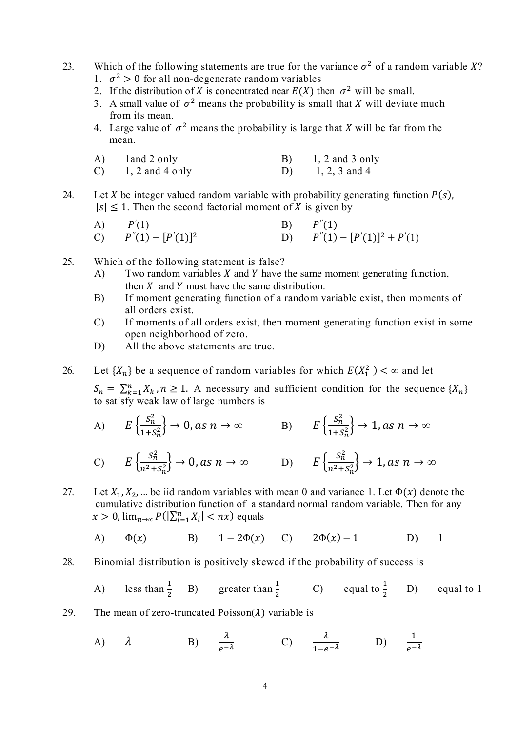23. Which of the following statements are true for the variance $\sigma^2$ of a random variable $X$?
    1. $\sigma^2 > 0$ for all non-degenerate random variables
    2. If the distribution of $X$ is concentrated near $E(X)$ then $\sigma^2$ will be small.
    3. A small value of $\sigma^2$ means the probability is small that $X$ will deviate much from its mean.
    4. Large value of $\sigma^2$ means the probability is large that $X$ will be far from the mean.

    A) 1and 2 only B) 1, 2 and 3 only
    C) 1, 2 and 4 only D) 1, 2, 3 and 4

24. Let $X$ be integer valued random variable with probability generating function $P(s)$, $|s| \leq 1$. Then the second factorial moment of $X$ is given by

    A) $P'(1)$ B) $P''(1)$
    C) $P''(1) - [P'(1)]^2$ D) $P''(1) - [P'(1)]^2 + P'(1)$

25. Which of the following statement is false?

    A) Two random variables $X$ and $Y$ have the same moment generating function, then $X$ and $Y$ must have the same distribution.
    B) If moment generating function of a random variable exist, then moments of all orders exist.
    C) If moments of all orders exist, then moment generating function exist in some open neighborhood of zero.
    D) All the above statements are true.

26. Let $\{X_n\}$ be a sequence of random variables for which $E(X_1^2) < \infty$ and let $S_n = \sum_{k=1}^{n} X_k, n \geq 1$. A necessary and sufficient condition for the sequence $\{X_n\}$ to satisfy weak law of large numbers is

    A) $E\left\{\frac{S_n^2}{1+S_n^2}\right\} \to 0, as\ n \to \infty$ B) $E\left\{\frac{S_n^2}{1+S_n^2}\right\} \to 1, as\ n \to \infty$

    C) $E\left\{\frac{S_n^2}{n^2+S_n^2}\right\} \to 0, as\ n \to \infty$ D) $E\left\{\frac{S_n^2}{n^2+S_n^2}\right\} \to 1, as\ n \to \infty$

27. Let $X_1, X_2, \ldots$ be iid random variables with mean 0 and variance 1. Let $\Phi(x)$ denote the cumulative distribution function of a standard normal random variable. Then for any $x > 0$, $\lim_{n\to\infty} P(|\sum_{i=1}^{n} X_i| < nx)$ equals

    A) $\Phi(x)$ B) $1 - 2\Phi(x)$ C) $2\Phi(x) - 1$ D) 1

28. Binomial distribution is positively skewed if the probability of success is

    A) less than $\frac{1}{2}$ B) greater than $\frac{1}{2}$ C) equal to $\frac{1}{2}$ D) equal to 1

29. The mean of zero-truncated Poisson$(\lambda)$ variable is

    A) $\lambda$ B) $\frac{\lambda}{e^{-\lambda}}$ C) $\frac{\lambda}{1-e^{-\lambda}}$ D) $\frac{1}{e^{-\lambda}}$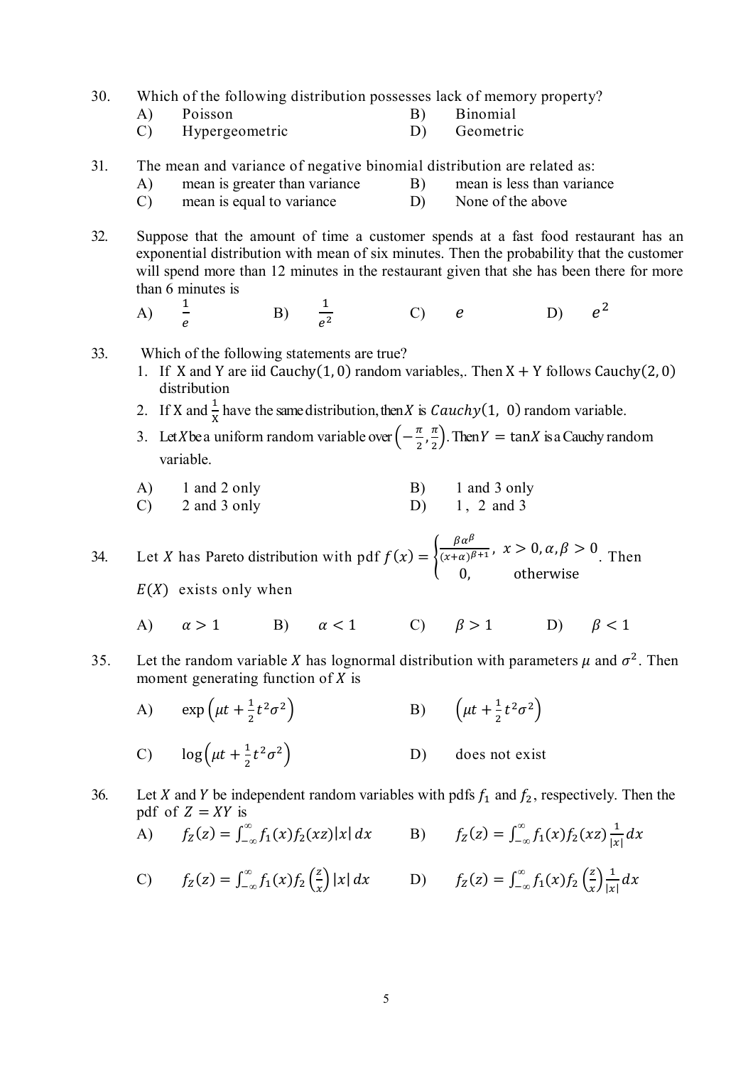30. Which of the following distribution possesses lack of memory property?

A) Poisson B) Binomial

C) Hypergeometric D) Geometric

31. The mean and variance of negative binomial distribution are related as:

A) mean is greater than variance B) mean is less than variance

C) mean is equal to variance D) None of the above

32. Suppose that the amount of time a customer spends at a fast food restaurant has an exponential distribution with mean of six minutes. Then the probability that the customer will spend more than 12 minutes in the restaurant given that she has been there for more than 6 minutes is

A) $\frac{1}{e}$ B) $\frac{1}{e^2}$ C) $e$ D) $e^2$

33. Which of the following statements are true?

1. If X and Y are iid $\text{Cauchy}(1, 0)$ random variables,. Then X + Y follows $\text{Cauchy}(2, 0)$ distribution
2. If X and $\frac{1}{X}$ have the same distribution, then $X$ is $Cauchy(1, 0)$ random variable.
3. Let $X$ be a uniform random variable over $\left(-\frac{\pi}{2}, \frac{\pi}{2}\right)$. Then $Y = \tan X$ is a Cauchy random variable.

A) 1 and 2 only B) 1 and 3 only

C) 2 and 3 only D) 1, 2 and 3

34. Let $X$ has Pareto distribution with pdf $f(x) = \begin{cases} \frac{\beta\alpha^\beta}{(x+\alpha)^{\beta+1}}, & x > 0, \alpha, \beta > 0 \\ 0, & \text{otherwise} \end{cases}$. Then $E(X)$ exists only when

A) $\alpha > 1$ B) $\alpha < 1$ C) $\beta > 1$ D) $\beta < 1$

35. Let the random variable $X$ has lognormal distribution with parameters $\mu$ and $\sigma^2$. Then moment generating function of $X$ is

A) $\exp\left(\mu t + \frac{1}{2}t^2\sigma^2\right)$ B) $\left(\mu t + \frac{1}{2}t^2\sigma^2\right)$

C) $\log\left(\mu t + \frac{1}{2}t^2\sigma^2\right)$ D) does not exist

36. Let $X$ and $Y$ be independent random variables with pdfs $f_1$ and $f_2$, respectively. Then the pdf of $Z = XY$ is

A) $f_Z(z) = \int_{-\infty}^{\infty} f_1(x) f_2(xz)|x|\, dx$ B) $f_Z(z) = \int_{-\infty}^{\infty} f_1(x) f_2(xz) \frac{1}{|x|} dx$

C) $f_Z(z) = \int_{-\infty}^{\infty} f_1(x) f_2\left(\frac{z}{x}\right) |x|\, dx$ D) $f_Z(z) = \int_{-\infty}^{\infty} f_1(x) f_2\left(\frac{z}{x}\right) \frac{1}{|x|} dx$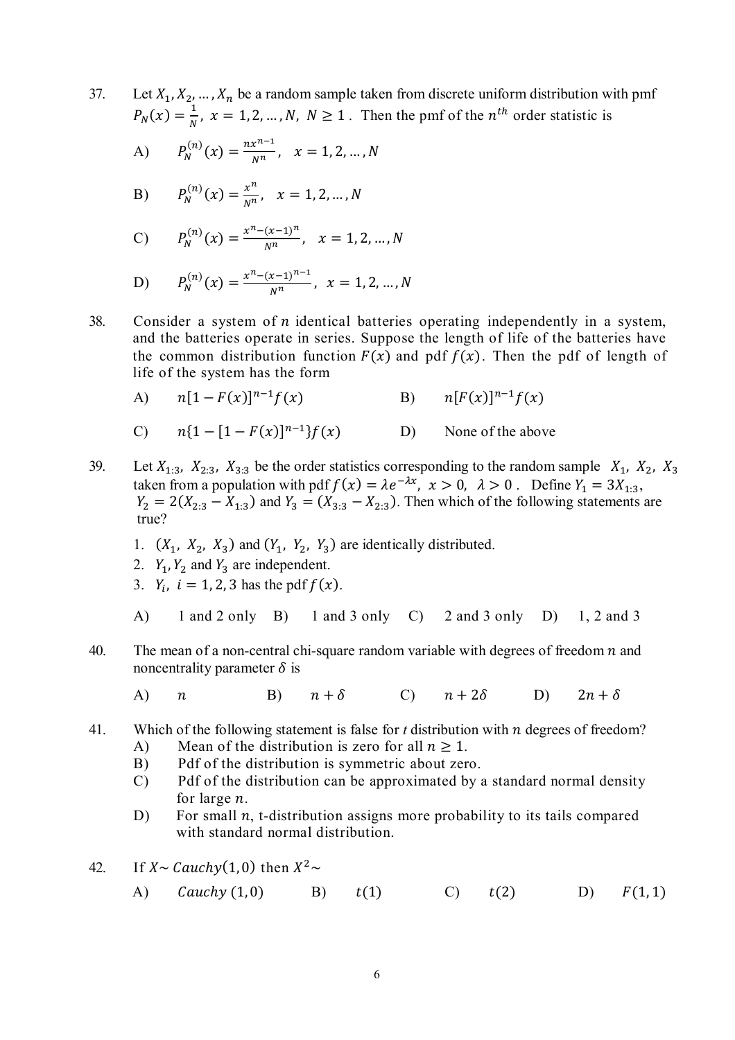37. Let $X_1, X_2, \ldots, X_n$ be a random sample taken from discrete uniform distribution with pmf $P_N(x) = \frac{1}{N}$, $x = 1, 2, \ldots, N$, $N \geq 1$. Then the pmf of the $n^{th}$ order statistic is

 A) $P_N^{(n)}(x) = \frac{nx^{n-1}}{N^n}$, $x = 1, 2, \ldots, N$

 B) $P_N^{(n)}(x) = \frac{x^n}{N^n}$, $x = 1, 2, \ldots, N$

 C) $P_N^{(n)}(x) = \frac{x^n - (x-1)^n}{N^n}$, $x = 1, 2, \ldots, N$

 D) $P_N^{(n)}(x) = \frac{x^n - (x-1)^{n-1}}{N^n}$, $x = 1, 2, \ldots, N$

38. Consider a system of $n$ identical batteries operating independently in a system, and the batteries operate in series. Suppose the length of life of the batteries have the common distribution function $F(x)$ and pdf $f(x)$. Then the pdf of length of life of the system has the form

 A) $n[1 - F(x)]^{n-1} f(x)$

 B) $n[F(x)]^{n-1} f(x)$

 C) $n\{1 - [1 - F(x)]^{n-1}\} f(x)$

 D) None of the above

39. Let $X_{1:3}$, $X_{2:3}$, $X_{3:3}$ be the order statistics corresponding to the random sample $X_1$, $X_2$, $X_3$ taken from a population with pdf $f(x) = \lambda e^{-\lambda x}$, $x > 0$, $\lambda > 0$. Define $Y_1 = 3X_{1:3}$, $Y_2 = 2(X_{2:3} - X_{1:3})$ and $Y_3 = (X_{3:3} - X_{2:3})$. Then which of the following statements are true?

 1. $(X_1, X_2, X_3)$ and $(Y_1, Y_2, Y_3)$ are identically distributed.
 2. $Y_1, Y_2$ and $Y_3$ are independent.
 3. $Y_i$, $i = 1, 2, 3$ has the pdf $f(x)$.

 A) 1 and 2 only B) 1 and 3 only C) 2 and 3 only D) 1, 2 and 3

40. The mean of a non-central chi-square random variable with degrees of freedom $n$ and noncentrality parameter $\delta$ is

 A) $n$ B) $n + \delta$ C) $n + 2\delta$ D) $2n + \delta$

41. Which of the following statement is false for *t* distribution with $n$ degrees of freedom?

 A) Mean of the distribution is zero for all $n \geq 1$.

 B) Pdf of the distribution is symmetric about zero.

 C) Pdf of the distribution can be approximated by a standard normal density for large $n$.

 D) For small $n$, t-distribution assigns more probability to its tails compared with standard normal distribution.

42. If $X \sim Cauchy(1, 0)$ then $X^2 \sim$

 A) $Cauchy\ (1, 0)$ B) $t(1)$ C) $t(2)$ D) $F(1, 1)$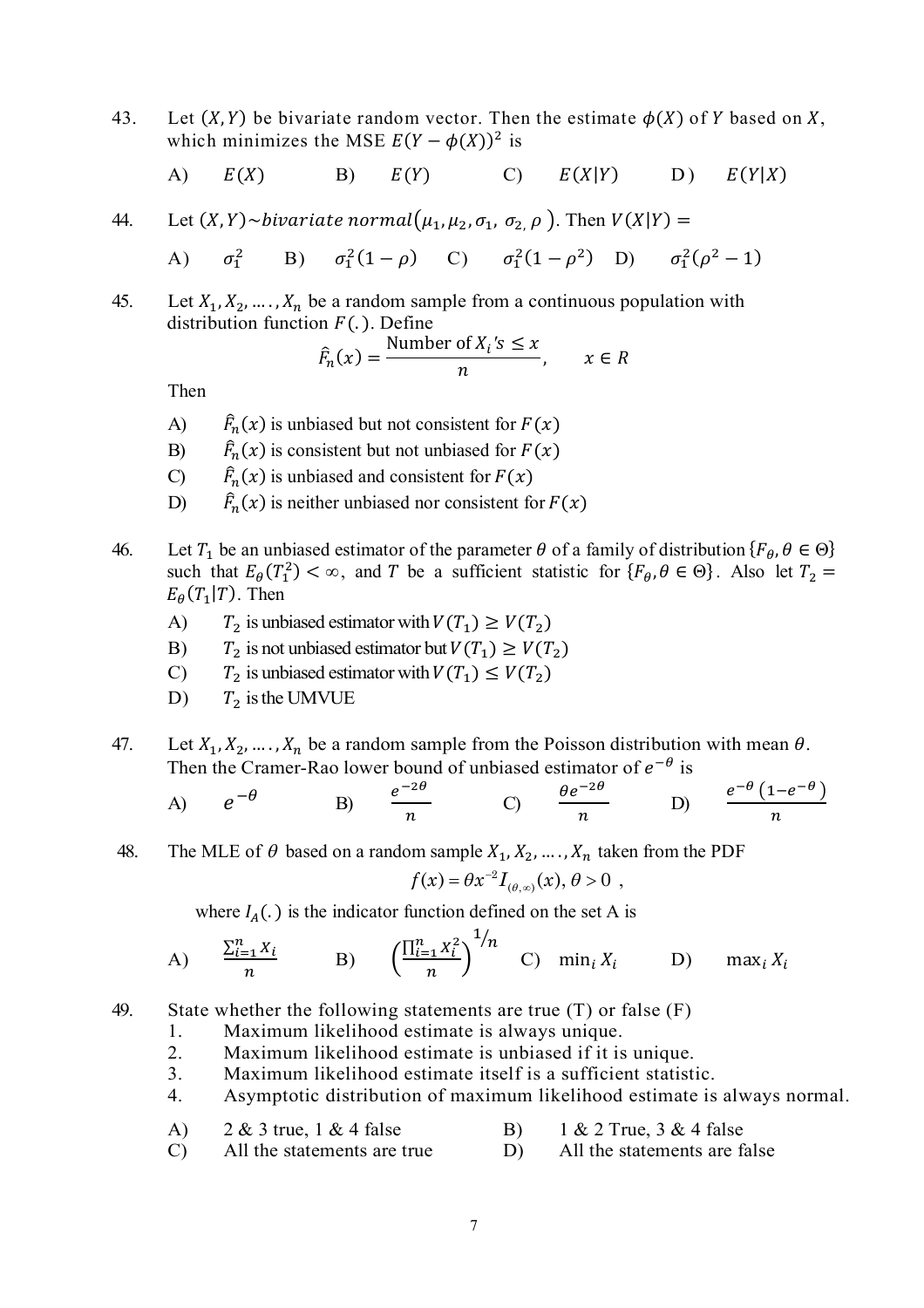43. Let $(X, Y)$ be bivariate random vector. Then the estimate $\phi(X)$ of $Y$ based on $X$, which minimizes the MSE $E(Y - \phi(X))^2$ is

A) $E(X)$ B) $E(Y)$ C) $E(X|Y)$ D) $E(Y|X)$

44. Let $(X, Y) \sim bivariate\ normal(\mu_1, \mu_2, \sigma_1, \sigma_2, \rho)$. Then $V(X|Y) =$

A) $\sigma_1^2$ B) $\sigma_1^2(1 - \rho)$ C) $\sigma_1^2(1 - \rho^2)$ D) $\sigma_1^2(\rho^2 - 1)$

45. Let $X_1, X_2, \ldots, X_n$ be a random sample from a continuous population with distribution function $F(.)$. Define

$$\hat{F}_n(x) = \frac{\text{Number of } X_i\text{'s} \leq x}{n}, \qquad x \in R$$

Then

A) $\hat{F}_n(x)$ is unbiased but not consistent for $F(x)$
B) $\hat{F}_n(x)$ is consistent but not unbiased for $F(x)$
C) $\hat{F}_n(x)$ is unbiased and consistent for $F(x)$
D) $\hat{F}_n(x)$ is neither unbiased nor consistent for $F(x)$

46. Let $T_1$ be an unbiased estimator of the parameter $\theta$ of a family of distribution $\{F_\theta, \theta \in \Theta\}$ such that $E_\theta(T_1^2) < \infty$, and $T$ be a sufficient statistic for $\{F_\theta, \theta \in \Theta\}$. Also let $T_2 = E_\theta(T_1|T)$. Then

A) $T_2$ is unbiased estimator with $V(T_1) \geq V(T_2)$
B) $T_2$ is not unbiased estimator but $V(T_1) \geq V(T_2)$
C) $T_2$ is unbiased estimator with $V(T_1) \leq V(T_2)$
D) $T_2$ is the UMVUE

47. Let $X_1, X_2, \ldots, X_n$ be a random sample from the Poisson distribution with mean $\theta$. Then the Cramer-Rao lower bound of unbiased estimator of $e^{-\theta}$ is

A) $e^{-\theta}$ B) $\frac{e^{-2\theta}}{n}$ C) $\frac{\theta e^{-2\theta}}{n}$ D) $\frac{e^{-\theta}(1-e^{-\theta})}{n}$

48. The MLE of $\theta$ based on a random sample $X_1, X_2, \ldots, X_n$ taken from the PDF

$$f(x) = \theta x^{-2} I_{(\theta,\infty)}(x), \theta > 0 \ ,$$

where $I_A(.)$ is the indicator function defined on the set A is

A) $\frac{\sum_{i=1}^n X_i}{n}$ B) $\left(\frac{\prod_{i=1}^n X_i^2}{n}\right)^{1/n}$ C) $\min_i X_i$ D) $\max_i X_i$

49. State whether the following statements are true (T) or false (F)

1. Maximum likelihood estimate is always unique.
2. Maximum likelihood estimate is unbiased if it is unique.
3. Maximum likelihood estimate itself is a sufficient statistic.
4. Asymptotic distribution of maximum likelihood estimate is always normal.

A) 2 & 3 true, 1 & 4 false B) 1 & 2 True, 3 & 4 false
C) All the statements are true D) All the statements are false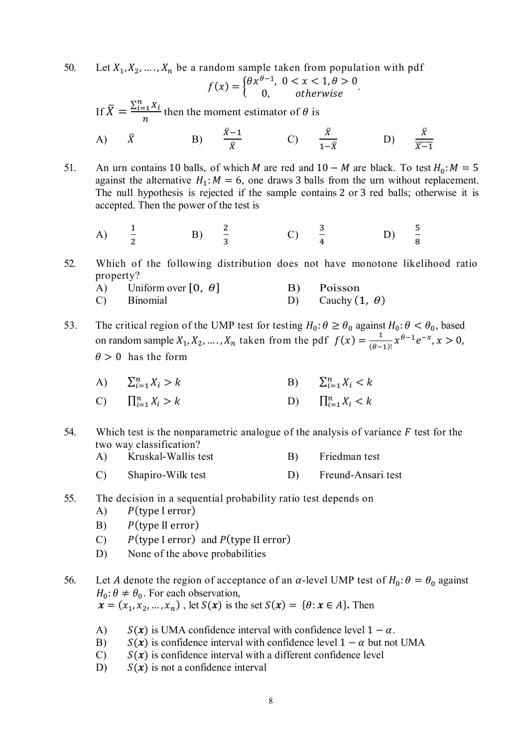50. Let $X_1, X_2, \dots, X_n$ be a random sample taken from population with pdf

$$f(x) = \begin{cases} \theta x^{\theta-1}, & 0 < x < 1, \theta > 0 \\ 0, & otherwise \end{cases}.$$

If $\bar{X} = \frac{\sum_{i=1}^{n} X_i}{n}$ then the moment estimator of $\theta$ is

A) $\bar{X}$ B) $\frac{\bar{X}-1}{\bar{X}}$ C) $\frac{\bar{X}}{1-\bar{X}}$ D) $\frac{\bar{X}}{\bar{X}-1}$

51. An urn contains 10 balls, of which $M$ are red and $10 - M$ are black. To test $H_0: M = 5$ against the alternative $H_1: M = 6$, one draws 3 balls from the urn without replacement. The null hypothesis is rejected if the sample contains 2 or 3 red balls; otherwise it is accepted. Then the power of the test is

A) $\frac{1}{2}$ B) $\frac{2}{3}$ C) $\frac{3}{4}$ D) $\frac{5}{8}$

52. Which of the following distribution does not have monotone likelihood ratio property?

A) Uniform over $[0, \theta]$ B) Poisson
C) Binomial D) Cauchy $(1, \theta)$

53. The critical region of the UMP test for testing $H_0: \theta \geq \theta_0$ against $H_0: \theta < \theta_0$, based on random sample $X_1, X_2, \dots, X_n$ taken from the pdf $f(x) = \frac{1}{(\theta-1)!} x^{\theta-1} e^{-x}, x > 0$, $\theta > 0$ has the form

A) $\sum_{i=1}^{n} X_i > k$ B) $\sum_{i=1}^{n} X_i < k$
C) $\prod_{i=1}^{n} X_i > k$ D) $\prod_{i=1}^{n} X_i < k$

54. Which test is the nonparametric analogue of the analysis of variance $F$ test for the two way classification?

A) Kruskal-Wallis test B) Friedman test
C) Shapiro-Wilk test D) Freund-Ansari test

55. The decision in a sequential probability ratio test depends on

A) $P$(type I error)
B) $P$(type II error)
C) $P$(type I error) and $P$(type II error)
D) None of the above probabilities

56. Let $A$ denote the region of acceptance of an $\alpha$-level UMP test of $H_0: \theta = \theta_0$ against $H_0: \theta \neq \theta_0$. For each observation, $\boldsymbol{x} = (x_1, x_2, \dots, x_n)$, let $S(\boldsymbol{x})$ is the set $S(\boldsymbol{x}) = \{\theta: \boldsymbol{x} \in A\}$. Then

A) $S(\boldsymbol{x})$ is UMA confidence interval with confidence level $1 - \alpha$.
B) $S(\boldsymbol{x})$ is confidence interval with confidence level $1 - \alpha$ but not UMA
C) $S(\boldsymbol{x})$ is confidence interval with a different confidence level
D) $S(\boldsymbol{x})$ is not a confidence interval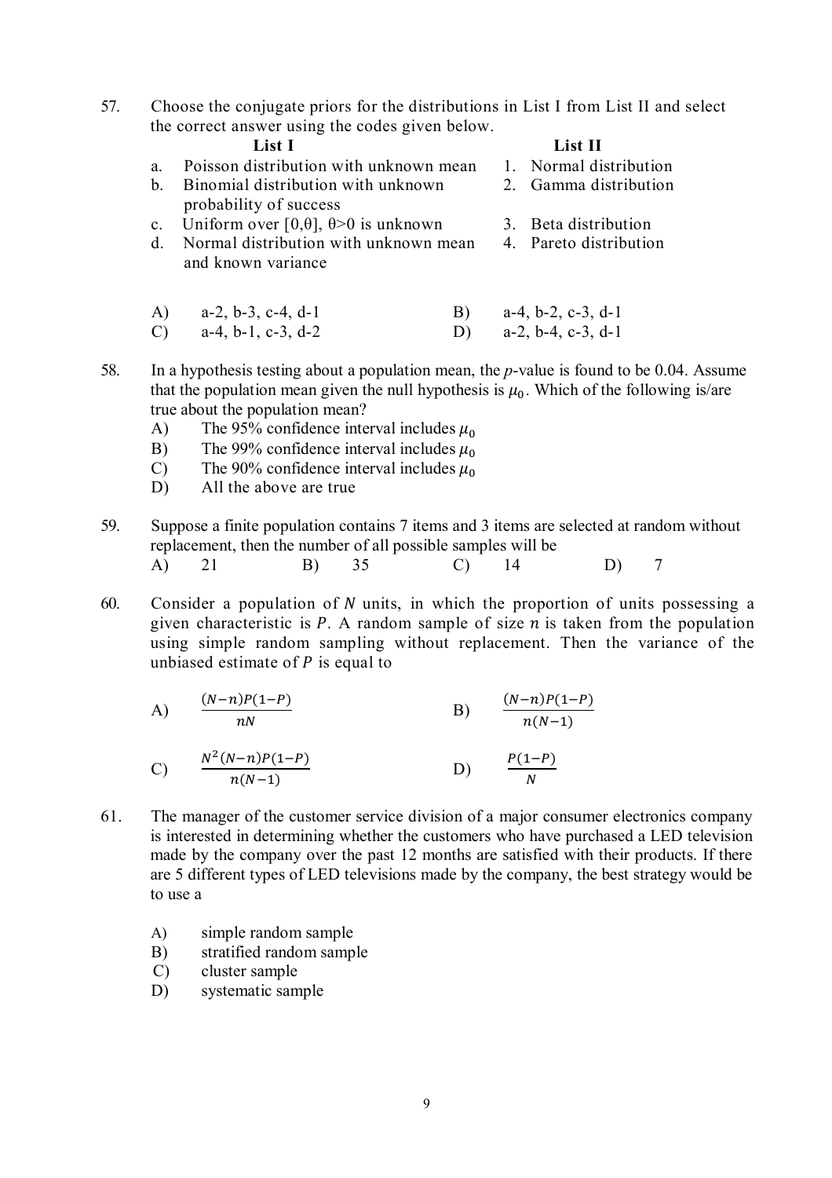57. Choose the conjugate priors for the distributions in List I from List II and select the correct answer using the codes given below.

| | List I | | List II |
|---|---|---|---|
| a. | Poisson distribution with unknown mean | 1. | Normal distribution |
| b. | Binomial distribution with unknown probability of success | 2. | Gamma distribution |
| c. | Uniform over $[0,\theta]$, $\theta>0$ is unknown | 3. | Beta distribution |
| d. | Normal distribution with unknown mean and known variance | 4. | Pareto distribution |

A) a-2, b-3, c-4, d-1 B) a-4, b-2, c-3, d-1
C) a-4, b-1, c-3, d-2 D) a-2, b-4, c-3, d-1

58. In a hypothesis testing about a population mean, the *p*-value is found to be 0.04. Assume that the population mean given the null hypothesis is $\mu_0$. Which of the following is/are true about the population mean?
   A) The 95% confidence interval includes $\mu_0$
   B) The 99% confidence interval includes $\mu_0$
   C) The 90% confidence interval includes $\mu_0$
   D) All the above are true

59. Suppose a finite population contains 7 items and 3 items are selected at random without replacement, then the number of all possible samples will be
   A) 21 B) 35 C) 14 D) 7

60. Consider a population of $N$ units, in which the proportion of units possessing a given characteristic is $P$. A random sample of size $n$ is taken from the population using simple random sampling without replacement. Then the variance of the unbiased estimate of $P$ is equal to

   A) $\frac{(N-n)P(1-P)}{nN}$ B) $\frac{(N-n)P(1-P)}{n(N-1)}$

   C) $\frac{N^2(N-n)P(1-P)}{n(N-1)}$ D) $\frac{P(1-P)}{N}$

61. The manager of the customer service division of a major consumer electronics company is interested in determining whether the customers who have purchased a LED television made by the company over the past 12 months are satisfied with their products. If there are 5 different types of LED televisions made by the company, the best strategy would be to use a

   A) simple random sample
   B) stratified random sample
   C) cluster sample
   D) systematic sample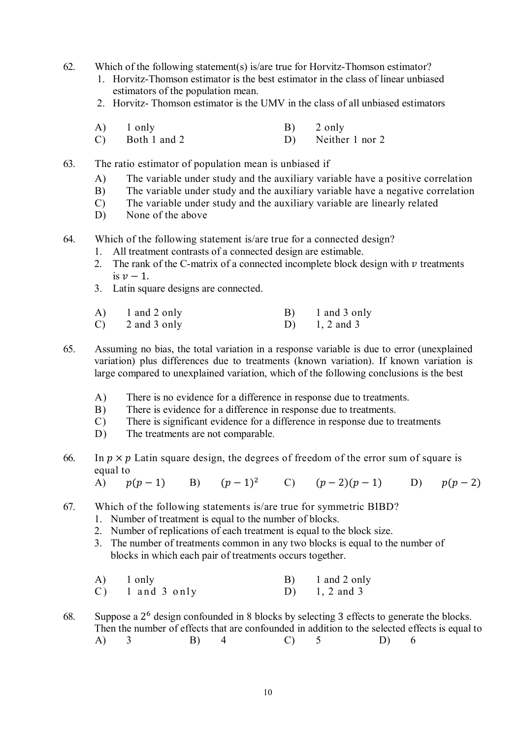62. Which of the following statement(s) is/are true for Horvitz-Thomson estimator?
   1. Horvitz-Thomson estimator is the best estimator in the class of linear unbiased estimators of the population mean.
   2. Horvitz- Thomson estimator is the UMV in the class of all unbiased estimators

   A) 1 only
   B) 2 only
   C) Both 1 and 2
   D) Neither 1 nor 2

63. The ratio estimator of population mean is unbiased if
   A) The variable under study and the auxiliary variable have a positive correlation
   B) The variable under study and the auxiliary variable have a negative correlation
   C) The variable under study and the auxiliary variable are linearly related
   D) None of the above

64. Which of the following statement is/are true for a connected design?
   1. All treatment contrasts of a connected design are estimable.
   2. The rank of the C-matrix of a connected incomplete block design with $v$ treatments is $v - 1$.
   3. Latin square designs are connected.

   A) 1 and 2 only
   B) 1 and 3 only
   C) 2 and 3 only
   D) 1, 2 and 3

65. Assuming no bias, the total variation in a response variable is due to error (unexplained variation) plus differences due to treatments (known variation). If known variation is large compared to unexplained variation, which of the following conclusions is the best

   A) There is no evidence for a difference in response due to treatments.
   B) There is evidence for a difference in response due to treatments.
   C) There is significant evidence for a difference in response due to treatments
   D) The treatments are not comparable.

66. In $p \times p$ Latin square design, the degrees of freedom of the error sum of square is equal to
   A) $p(p-1)$
   B) $(p-1)^2$
   C) $(p-2)(p-1)$
   D) $p(p-2)$

67. Which of the following statements is/are true for symmetric BIBD?
   1. Number of treatment is equal to the number of blocks.
   2. Number of replications of each treatment is equal to the block size.
   3. The number of treatments common in any two blocks is equal to the number of blocks in which each pair of treatments occurs together.

   A) 1 only
   B) 1 and 2 only
   C) 1 and 3 only
   D) 1, 2 and 3

68. Suppose a $2^6$ design confounded in 8 blocks by selecting 3 effects to generate the blocks. Then the number of effects that are confounded in addition to the selected effects is equal to
   A) 3
   B) 4
   C) 5
   D) 6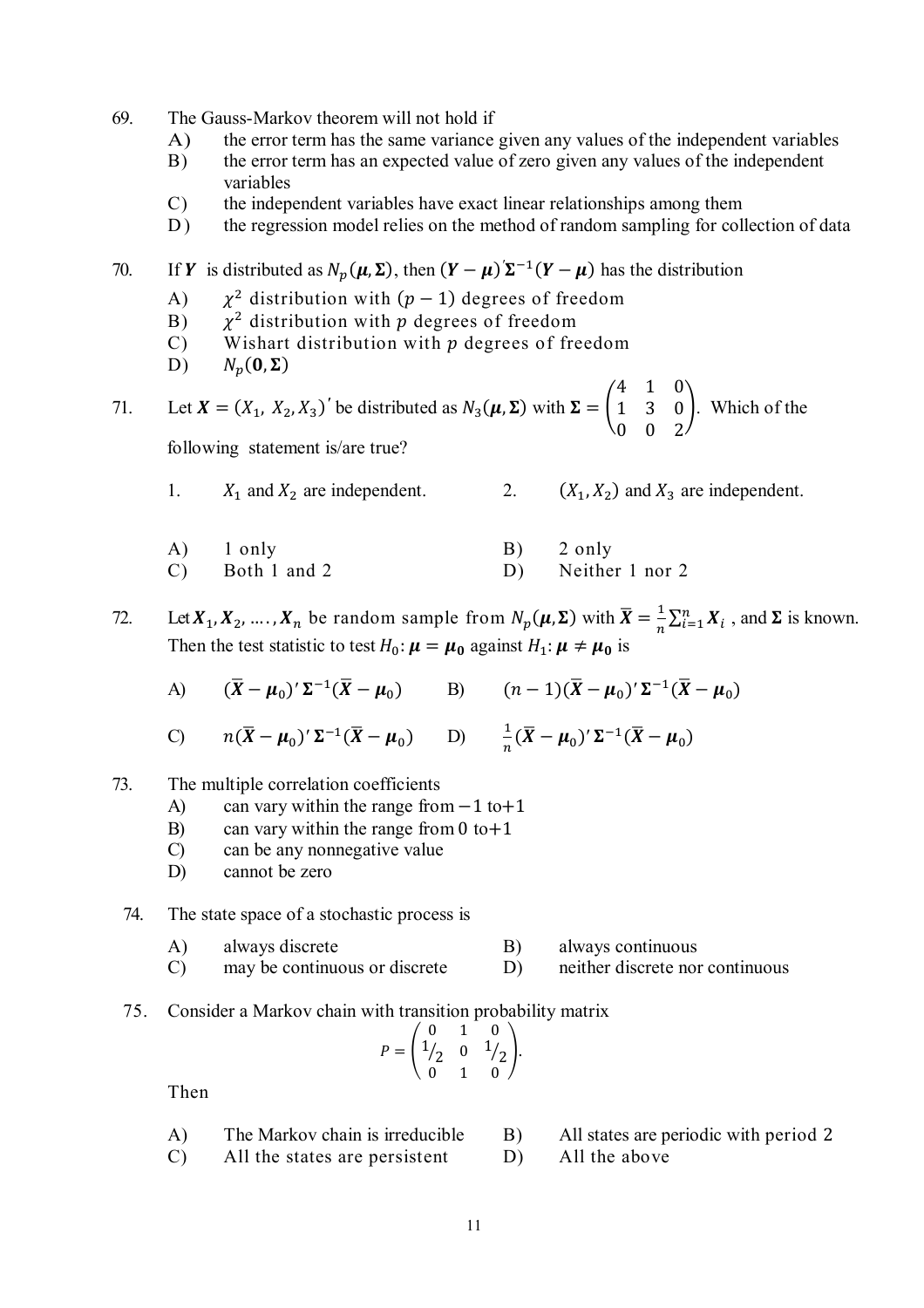69. The Gauss-Markov theorem will not hold if

 A) the error term has the same variance given any values of the independent variables
 B) the error term has an expected value of zero given any values of the independent variables
 C) the independent variables have exact linear relationships among them
 D) the regression model relies on the method of random sampling for collection of data

70. If $\boldsymbol{Y}$ is distributed as $N_p(\boldsymbol{\mu}, \boldsymbol{\Sigma})$, then $(\boldsymbol{Y}-\boldsymbol{\mu})'\boldsymbol{\Sigma}^{-1}(\boldsymbol{Y}-\boldsymbol{\mu})$ has the distribution

 A) $\chi^2$ distribution with $(p-1)$ degrees of freedom
 B) $\chi^2$ distribution with $p$ degrees of freedom
 C) Wishart distribution with $p$ degrees of freedom
 D) $N_p(\boldsymbol{0}, \boldsymbol{\Sigma})$

71. Let $\boldsymbol{X} = (X_1, X_2, X_3)'$ be distributed as $N_3(\boldsymbol{\mu}, \boldsymbol{\Sigma})$ with $\boldsymbol{\Sigma} = \begin{pmatrix} 4 & 1 & 0 \\ 1 & 3 & 0 \\ 0 & 0 & 2 \end{pmatrix}$. Which of the following statement is/are true?

 1. $X_1$ and $X_2$ are independent.
 2. $(X_1, X_2)$ and $X_3$ are independent.

 A) 1 only
 B) 2 only
 C) Both 1 and 2
 D) Neither 1 nor 2

72. Let $\boldsymbol{X}_1, \boldsymbol{X}_2, \ldots, \boldsymbol{X}_n$ be random sample from $N_p(\boldsymbol{\mu}, \boldsymbol{\Sigma})$ with $\overline{\boldsymbol{X}} = \frac{1}{n}\sum_{i=1}^{n}\boldsymbol{X}_i$, and $\boldsymbol{\Sigma}$ is known. Then the test statistic to test $H_0: \boldsymbol{\mu} = \boldsymbol{\mu}_0$ against $H_1: \boldsymbol{\mu} \neq \boldsymbol{\mu}_0$ is

 A) $(\overline{\boldsymbol{X}}-\boldsymbol{\mu}_0)'\boldsymbol{\Sigma}^{-1}(\overline{\boldsymbol{X}}-\boldsymbol{\mu}_0)$
 B) $(n-1)(\overline{\boldsymbol{X}}-\boldsymbol{\mu}_0)'\boldsymbol{\Sigma}^{-1}(\overline{\boldsymbol{X}}-\boldsymbol{\mu}_0)$
 C) $n(\overline{\boldsymbol{X}}-\boldsymbol{\mu}_0)'\boldsymbol{\Sigma}^{-1}(\overline{\boldsymbol{X}}-\boldsymbol{\mu}_0)$
 D) $\frac{1}{n}(\overline{\boldsymbol{X}}-\boldsymbol{\mu}_0)'\boldsymbol{\Sigma}^{-1}(\overline{\boldsymbol{X}}-\boldsymbol{\mu}_0)$

73. The multiple correlation coefficients

 A) can vary within the range from $-1$ to $+1$
 B) can vary within the range from $0$ to $+1$
 C) can be any nonnegative value
 D) cannot be zero

74. The state space of a stochastic process is

 A) always discrete
 B) always continuous
 C) may be continuous or discrete
 D) neither discrete nor continuous

75. Consider a Markov chain with transition probability matrix

$$P = \begin{pmatrix} 0 & 1 & 0 \\ 1/2 & 0 & 1/2 \\ 0 & 1 & 0 \end{pmatrix}.$$

 Then

 A) The Markov chain is irreducible
 B) All states are periodic with period 2
 C) All the states are persistent
 D) All the above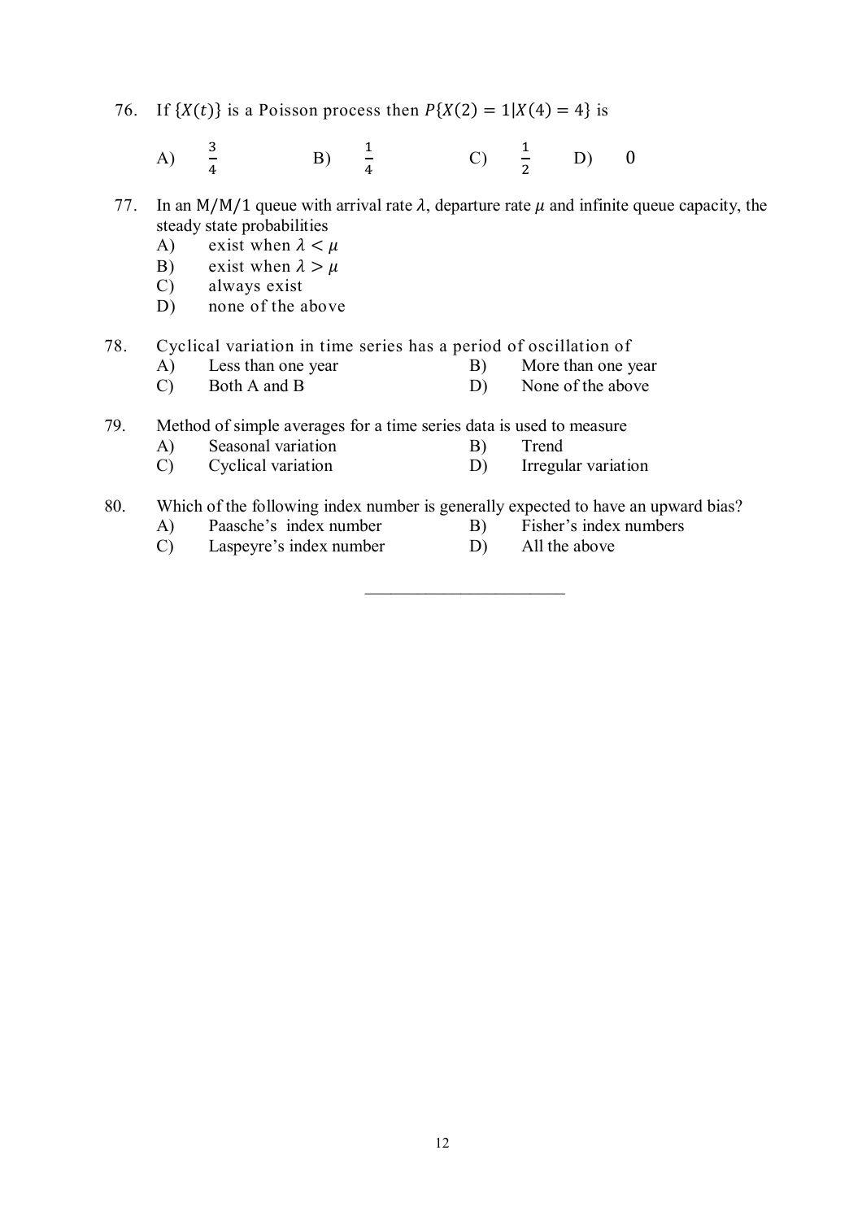76. If $\{X(t)\}$ is a Poisson process then $P\{X(2) = 1|X(4) = 4\}$ is

A) $\frac{3}{4}$ B) $\frac{1}{4}$ C) $\frac{1}{2}$ D) 0

77. In an $M/M/1$ queue with arrival rate $\lambda$, departure rate $\mu$ and infinite queue capacity, the steady state probabilities

A) exist when $\lambda < \mu$
B) exist when $\lambda > \mu$
C) always exist
D) none of the above

78. Cyclical variation in time series has a period of oscillation of

A) Less than one year
B) More than one year
C) Both A and B
D) None of the above

79. Method of simple averages for a time series data is used to measure

A) Seasonal variation
B) Trend
C) Cyclical variation
D) Irregular variation

80. Which of the following index number is generally expected to have an upward bias?

A) Paasche's index number
B) Fisher's index numbers
C) Laspeyre's index number
D) All the above